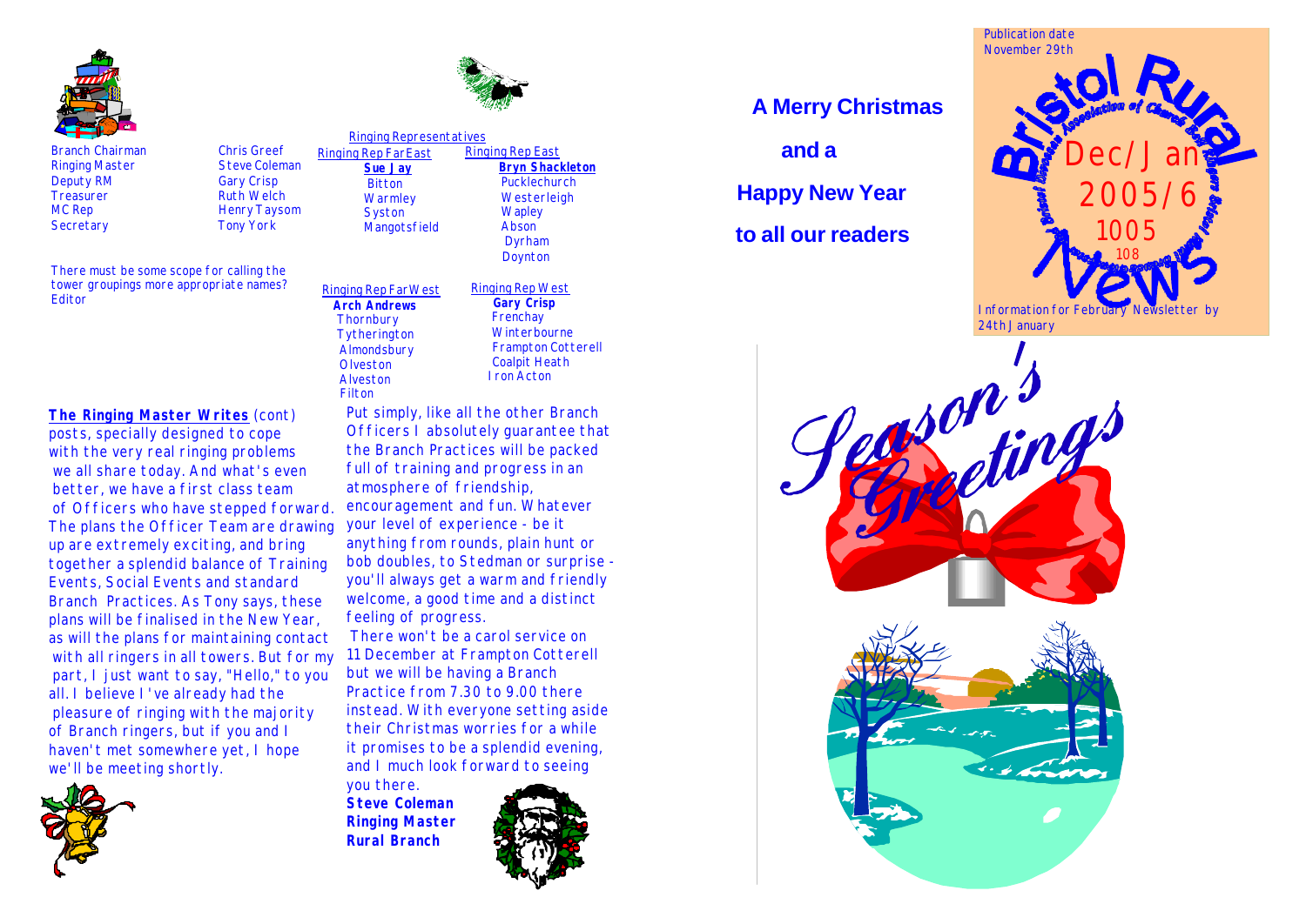| | |
|---|---|
| Branch Chairman | Chris Greef |
| Ringing Master | Steve Coleman |
| Deputy RM | Gary Crisp |
| Treasurer | Ruth Welch |
| MC Rep | Henry Taysom |
| Secretary | Tony York |

## Ringing Representatives

**Ringing Rep Far East**
**Sue Jay**
- Bitton
- Warmley
- Syston
- Mangotsfield

**Ringing Rep East**
**Bryn Shackleton**
- Pucklechurch
- Westerleigh
- Wapley
- Abson
- Dyrham
- Doynton

**Ringing Rep Far West**
**Arch Andrews**
- Thornbury
- Tytherington
- Almondsbury
- Olveston
- Alveston
- Filton

**Ringing Rep West**
**Gary Crisp**
- Frenchay
- Winterbourne
- Frampton Cotterell
- Coalpit Heath
- Iron Acton

There must be some scope for calling the tower groupings more appropriate names? Editor

**The Ringing Master Writes** (cont)

posts, specially designed to cope with the very real ringing problems we all share today. And what's even better, we have a first class team of Officers who have stepped forward. The plans the Officer Team are drawing up are extremely exciting, and bring together a splendid balance of Training Events, Social Events and standard Branch Practices. As Tony says, these plans will be finalised in the New Year, as will the plans for maintaining contact with all ringers in all towers. But for my part, I just want to say, "Hello," to you all. I believe I've already had the pleasure of ringing with the majority of Branch ringers, but if you and I haven't met somewhere yet, I hope we'll be meeting shortly.

Put simply, like all the other Branch Officers I absolutely guarantee that the Branch Practices will be packed full of training and progress in an atmosphere of friendship, encouragement and fun. Whatever your level of experience - be it anything from rounds, plain hunt or bob doubles, to Stedman or surprise - you'll always get a warm and friendly welcome, a good time and a distinct feeling of progress.

There won't be a carol service on 11 December at Frampton Cotterell but we will be having a Branch Practice from 7.30 to 9.00 there instead. With everyone setting aside their Christmas worries for a while it promises to be a splendid evening, and I much look forward to seeing you there.

**Steve Coleman**
**Ringing Master**
**Rural Branch**

**A Merry Christmas**

**and a**

**Happy New Year**

**to all our readers**

Publication date November 29th

# Bristol Rural News

Bristol Diocesan Association of Church Bell Ringers

Dec/Jan 2005/6

1005

108

Information for February Newsletter by 24th January

Season's Greetings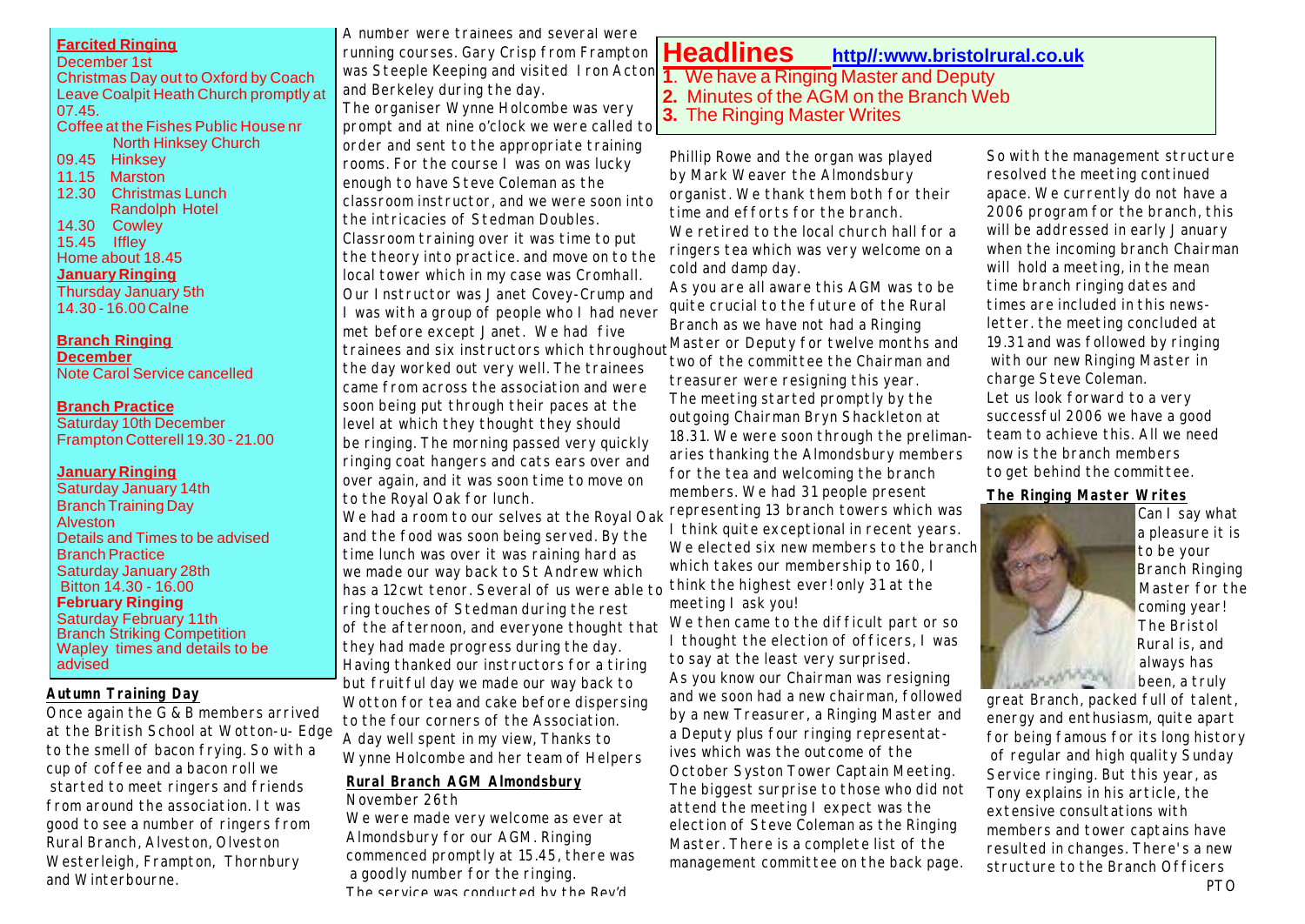**Farcited Ringing**

December 1st

Christmas Day out to Oxford by Coach

Leave Coalpit Heath Church promptly at 07.45.

Coffee at the Fishes Public House nr North Hinksey Church

09.45 Hinksey
11.15 Marston
12.30 Christmas Lunch Randolph Hotel
14.30 Cowley
15.45 Iffley

Home about 18.45

**January Ringing**

Thursday January 5th

14.30 - 16.00 Calne

**Branch Ringing**

**December**

Note Carol Service cancelled

**Branch Practice**

Saturday 10th December

Frampton Cotterell 19.30 - 21.00

**January Ringing**

Saturday January 14th

Branch Training Day

Alveston

Details and Times to be advised

Branch Practice

Saturday January 28th

Bitton 14.30 - 16.00

**February Ringing**

Saturday February 11th

Branch Striking Competition

Wapley times and details to be advised

**Autumn Training Day**

Once again the G & B members arrived at the British School at Wotton-u- Edge to the smell of bacon frying. So with a cup of coffee and a bacon roll we started to meet ringers and friends from around the association. It was good to see a number of ringers from Rural Branch, Alveston, Olveston Westerleigh, Frampton, Thornbury and Winterbourne. A number were trainees and several were running courses. Gary Crisp from Frampton was Steeple Keeping and visited Iron Acton and Berkeley during the day.

The organiser Wynne Holcombe was very prompt and at nine o'clock we were called to order and sent to the appropriate training rooms. For the course I was on was lucky enough to have Steve Coleman as the classroom instructor, and we were soon into the intricacies of Stedman Doubles.

Classroom training over it was time to put the theory into practice. and move on to the local tower which in my case was Cromhall. Our Instructor was Janet Covey-Crump and I was with a group of people who I had never met before except Janet. We had five trainees and six instructors which throughout the day worked out very well. The trainees came from across the association and were soon being put through their paces at the level at which they thought they should be ringing. The morning passed very quickly ringing coat hangers and cats ears over and over again, and it was soon time to move on to the Royal Oak for lunch.

We had a room to our selves at the Royal Oak and the food was soon being served. By the time lunch was over it was raining hard as we made our way back to St Andrew which has a 12cwt tenor. Several of us were able to ring touches of Stedman during the rest of the afternoon, and everyone thought that they had made progress during the day.

Having thanked our instructors for a tiring but fruitful day we made our way back to Wotton for tea and cake before dispersing to the four corners of the Association.

A day well spent in my view, Thanks to Wynne Holcombe and her team of Helpers

**Rural Branch AGM Almondsbury**

November 26th

We were made very welcome as ever at Almondsbury for our AGM. Ringing commenced promptly at 15.45, there was a goodly number for the ringing.

The service was conducted by the Rev'd Phillip Rowe and the organ was played by Mark Weaver the Almondsbury organist. We thank them both for their time and efforts for the branch.

We retired to the local church hall for a ringers tea which was very welcome on a cold and damp day.

As you are all aware this AGM was to be quite crucial to the future of the Rural Branch as we have not had a Ringing Master or Deputy for twelve months and two of the committee the Chairman and treasurer were resigning this year.

The meeting started promptly by the outgoing Chairman Bryn Shackleton at 18.31. We were soon through the preliminaries thanking the Almondsbury members for the tea and welcoming the branch members. We had 31 people present representing 13 branch towers which was I think quite exceptional in recent years. We elected six new members to the branch which takes our membership to 160, I think the highest ever! only 31 at the meeting I ask you!

We then came to the difficult part or so I thought the election of officers, I was to say at the least very surprised.

As you know our Chairman was resigning and we soon had a new chairman, followed by a new Treasurer, a Ringing Master and a Deputy plus four ringing representatives which was the outcome of the October Syston Tower Captain Meeting. The biggest surprise to those who did not attend the meeting I expect was the election of Steve Coleman as the Ringing Master. There is a complete list of the management committee on the back page.

So with the management structure resolved the meeting continued apace. We currently do not have a 2006 program for the branch, this will be addressed in early January when the incoming branch Chairman will hold a meeting, in the mean time branch ringing dates and times are included in this newsletter. the meeting concluded at 19.31 and was followed by ringing with our new Ringing Master in charge Steve Coleman.

Let us look forward to a very successful 2006 we have a good team to achieve this. All we need now is the branch members to get behind the committee.

# Headlines http//:www.bristolrural.co.uk

1. We have a Ringing Master and Deputy
2. Minutes of the AGM on the Branch Web
3. The Ringing Master Writes

**The Ringing Master Writes**

Can I say what a pleasure it is to be your Branch Ringing Master for the coming year! The Bristol Rural is, and always has been, a truly great Branch, packed full of talent, energy and enthusiasm, quite apart for being famous for its long history of regular and high quality Sunday Service ringing. But this year, as Tony explains in his article, the extensive consultations with members and tower captains have resulted in changes. There's a new structure to the Branch Officers

PTO